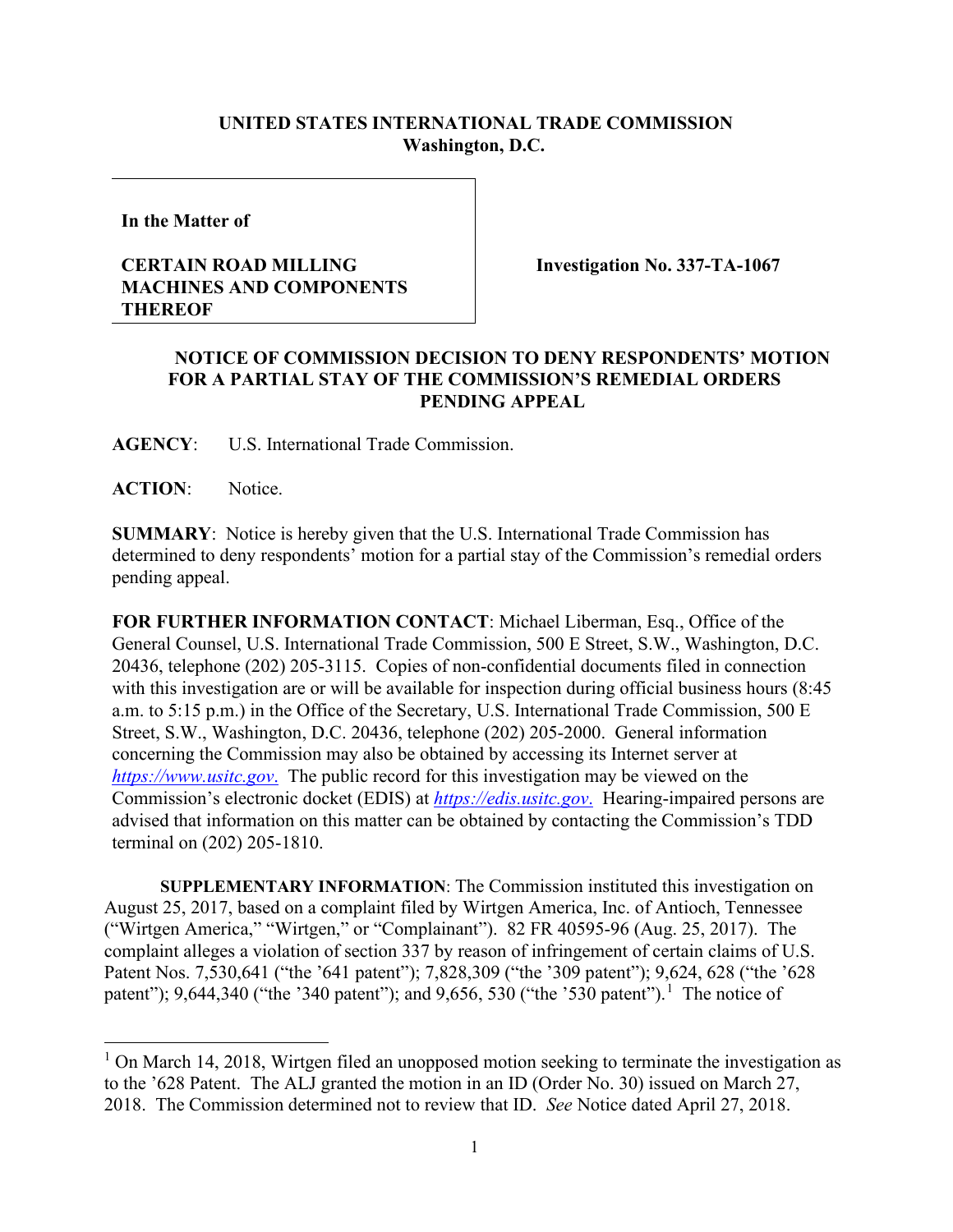**UNITED STATES INTERNATIONAL TRADE COMMISSION**
**Washington, D.C.**

| **In the Matter of** <br><br> **CERTAIN ROAD MILLING MACHINES AND COMPONENTS THEREOF** | **Investigation No. 337-TA-1067** |
|---|---|

## NOTICE OF COMMISSION DECISION TO DENY RESPONDENTS' MOTION FOR A PARTIAL STAY OF THE COMMISSION'S REMEDIAL ORDERS PENDING APPEAL

**AGENCY**: U.S. International Trade Commission.

**ACTION**: Notice.

**SUMMARY**: Notice is hereby given that the U.S. International Trade Commission has determined to deny respondents' motion for a partial stay of the Commission's remedial orders pending appeal.

**FOR FURTHER INFORMATION CONTACT**: Michael Liberman, Esq., Office of the General Counsel, U.S. International Trade Commission, 500 E Street, S.W., Washington, D.C. 20436, telephone (202) 205-3115. Copies of non-confidential documents filed in connection with this investigation are or will be available for inspection during official business hours (8:45 a.m. to 5:15 p.m.) in the Office of the Secretary, U.S. International Trade Commission, 500 E Street, S.W., Washington, D.C. 20436, telephone (202) 205-2000. General information concerning the Commission may also be obtained by accessing its Internet server at *https://www.usitc.gov*. The public record for this investigation may be viewed on the Commission's electronic docket (EDIS) at *https://edis.usitc.gov*. Hearing-impaired persons are advised that information on this matter can be obtained by contacting the Commission's TDD terminal on (202) 205-1810.

**SUPPLEMENTARY INFORMATION**: The Commission instituted this investigation on August 25, 2017, based on a complaint filed by Wirtgen America, Inc. of Antioch, Tennessee ("Wirtgen America," "Wirtgen," or "Complainant"). 82 FR 40595-96 (Aug. 25, 2017). The complaint alleges a violation of section 337 by reason of infringement of certain claims of U.S. Patent Nos. 7,530,641 ("the '641 patent"); 7,828,309 ("the '309 patent"); 9,624, 628 ("the '628 patent"); 9,644,340 ("the '340 patent"); and 9,656, 530 ("the '530 patent").[1] The notice of

[1] On March 14, 2018, Wirtgen filed an unopposed motion seeking to terminate the investigation as to the '628 Patent. The ALJ granted the motion in an ID (Order No. 30) issued on March 27, 2018. The Commission determined not to review that ID. *See* Notice dated April 27, 2018.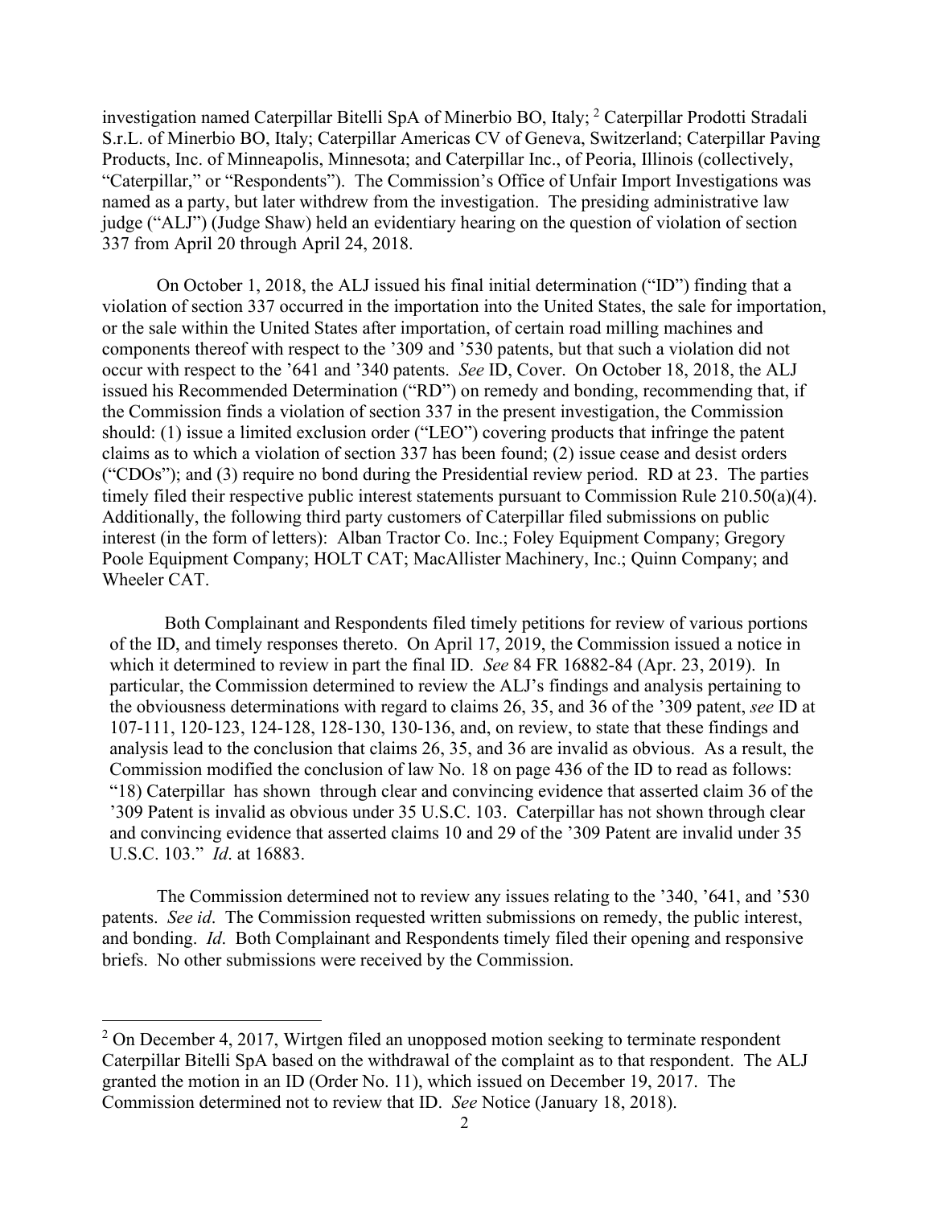investigation named Caterpillar Bitelli SpA of Minerbio BO, Italy; [2] Caterpillar Prodotti Stradali S.r.L. of Minerbio BO, Italy; Caterpillar Americas CV of Geneva, Switzerland; Caterpillar Paving Products, Inc. of Minneapolis, Minnesota; and Caterpillar Inc., of Peoria, Illinois (collectively, "Caterpillar," or "Respondents"). The Commission's Office of Unfair Import Investigations was named as a party, but later withdrew from the investigation. The presiding administrative law judge ("ALJ") (Judge Shaw) held an evidentiary hearing on the question of violation of section 337 from April 20 through April 24, 2018.

On October 1, 2018, the ALJ issued his final initial determination ("ID") finding that a violation of section 337 occurred in the importation into the United States, the sale for importation, or the sale within the United States after importation, of certain road milling machines and components thereof with respect to the '309 and '530 patents, but that such a violation did not occur with respect to the '641 and '340 patents. *See* ID, Cover. On October 18, 2018, the ALJ issued his Recommended Determination ("RD") on remedy and bonding, recommending that, if the Commission finds a violation of section 337 in the present investigation, the Commission should: (1) issue a limited exclusion order ("LEO") covering products that infringe the patent claims as to which a violation of section 337 has been found; (2) issue cease and desist orders ("CDOs"); and (3) require no bond during the Presidential review period. RD at 23. The parties timely filed their respective public interest statements pursuant to Commission Rule 210.50(a)(4). Additionally, the following third party customers of Caterpillar filed submissions on public interest (in the form of letters): Alban Tractor Co. Inc.; Foley Equipment Company; Gregory Poole Equipment Company; HOLT CAT; MacAllister Machinery, Inc.; Quinn Company; and Wheeler CAT.

Both Complainant and Respondents filed timely petitions for review of various portions of the ID, and timely responses thereto. On April 17, 2019, the Commission issued a notice in which it determined to review in part the final ID. *See* 84 FR 16882-84 (Apr. 23, 2019). In particular, the Commission determined to review the ALJ's findings and analysis pertaining to the obviousness determinations with regard to claims 26, 35, and 36 of the '309 patent, *see* ID at 107-111, 120-123, 124-128, 128-130, 130-136, and, on review, to state that these findings and analysis lead to the conclusion that claims 26, 35, and 36 are invalid as obvious. As a result, the Commission modified the conclusion of law No. 18 on page 436 of the ID to read as follows: "18) Caterpillar has shown through clear and convincing evidence that asserted claim 36 of the '309 Patent is invalid as obvious under 35 U.S.C. 103. Caterpillar has not shown through clear and convincing evidence that asserted claims 10 and 29 of the '309 Patent are invalid under 35 U.S.C. 103." *Id*. at 16883.

The Commission determined not to review any issues relating to the '340, '641, and '530 patents. *See id*. The Commission requested written submissions on remedy, the public interest, and bonding. *Id*. Both Complainant and Respondents timely filed their opening and responsive briefs. No other submissions were received by the Commission.

---

[2] On December 4, 2017, Wirtgen filed an unopposed motion seeking to terminate respondent Caterpillar Bitelli SpA based on the withdrawal of the complaint as to that respondent. The ALJ granted the motion in an ID (Order No. 11), which issued on December 19, 2017. The Commission determined not to review that ID. *See* Notice (January 18, 2018).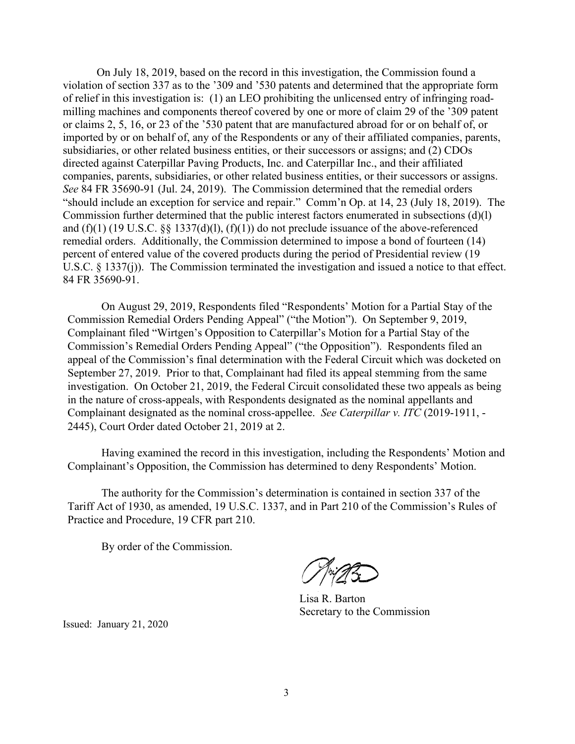On July 18, 2019, based on the record in this investigation, the Commission found a violation of section 337 as to the '309 and '530 patents and determined that the appropriate form of relief in this investigation is: (1) an LEO prohibiting the unlicensed entry of infringing road-milling machines and components thereof covered by one or more of claim 29 of the '309 patent or claims 2, 5, 16, or 23 of the '530 patent that are manufactured abroad for or on behalf of, or imported by or on behalf of, any of the Respondents or any of their affiliated companies, parents, subsidiaries, or other related business entities, or their successors or assigns; and (2) CDOs directed against Caterpillar Paving Products, Inc. and Caterpillar Inc., and their affiliated companies, parents, subsidiaries, or other related business entities, or their successors or assigns. *See* 84 FR 35690-91 (Jul. 24, 2019). The Commission determined that the remedial orders "should include an exception for service and repair." Comm'n Op. at 14, 23 (July 18, 2019). The Commission further determined that the public interest factors enumerated in subsections (d)(l) and (f)(1) (19 U.S.C. §§ 1337(d)(l), (f)(1)) do not preclude issuance of the above-referenced remedial orders. Additionally, the Commission determined to impose a bond of fourteen (14) percent of entered value of the covered products during the period of Presidential review (19 U.S.C. § 1337(j)). The Commission terminated the investigation and issued a notice to that effect. 84 FR 35690-91.

On August 29, 2019, Respondents filed "Respondents' Motion for a Partial Stay of the Commission Remedial Orders Pending Appeal" ("the Motion"). On September 9, 2019, Complainant filed "Wirtgen's Opposition to Caterpillar's Motion for a Partial Stay of the Commission's Remedial Orders Pending Appeal" ("the Opposition"). Respondents filed an appeal of the Commission's final determination with the Federal Circuit which was docketed on September 27, 2019. Prior to that, Complainant had filed its appeal stemming from the same investigation. On October 21, 2019, the Federal Circuit consolidated these two appeals as being in the nature of cross-appeals, with Respondents designated as the nominal appellants and Complainant designated as the nominal cross-appellee. *See Caterpillar v. ITC* (2019-1911, -2445), Court Order dated October 21, 2019 at 2.

Having examined the record in this investigation, including the Respondents' Motion and Complainant's Opposition, the Commission has determined to deny Respondents' Motion.

The authority for the Commission's determination is contained in section 337 of the Tariff Act of 1930, as amended, 19 U.S.C. 1337, and in Part 210 of the Commission's Rules of Practice and Procedure, 19 CFR part 210.

By order of the Commission.

Lisa R. Barton
Secretary to the Commission

Issued: January 21, 2020